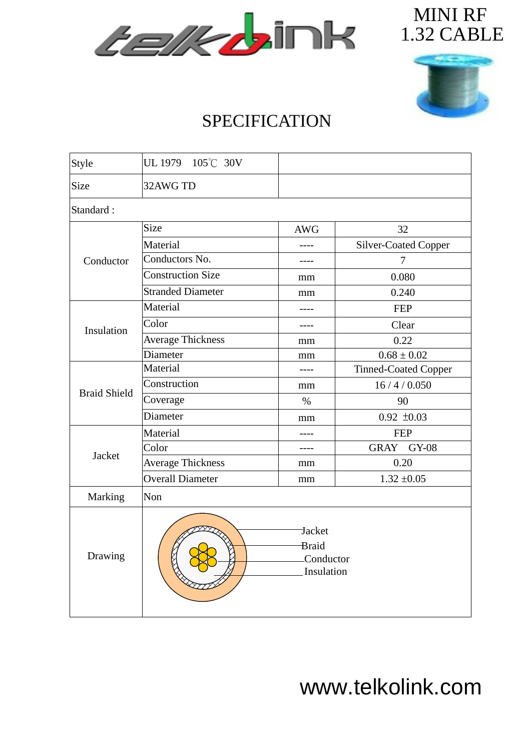# MINI RF 1.32 CABLE

## SPECIFICATION

| Style | UL 1979 105℃ 30V | | |
|---|---|---|---|
| Size | 32AWG TD | | |
| Standard : | | | |
| Conductor | Size | AWG | 32 |
| | Material | ---- | Silver-Coated Copper |
| | Conductors No. | ---- | 7 |
| | Construction Size | mm | 0.080 |
| | Stranded Diameter | mm | 0.240 |
| Insulation | Material | ---- | FEP |
| | Color | ---- | Clear |
| | Average Thickness | mm | 0.22 |
| | Diameter | mm | 0.68 ± 0.02 |
| Braid Shield | Material | ---- | Tinned-Coated Copper |
| | Construction | mm | 16 / 4 / 0.050 |
| | Coverage | % | 90 |
| | Diameter | mm | 0.92 ±0.03 |
| Jacket | Material | ---- | FEP |
| | Color | ---- | GRAY GY-08 |
| | Average Thickness | mm | 0.20 |
| | Overall Diameter | mm | 1.32 ±0.05 |
| Marking | Non | | |
| Drawing | Jacket, Braid, Conductor, Insulation | | |

www.telkolink.com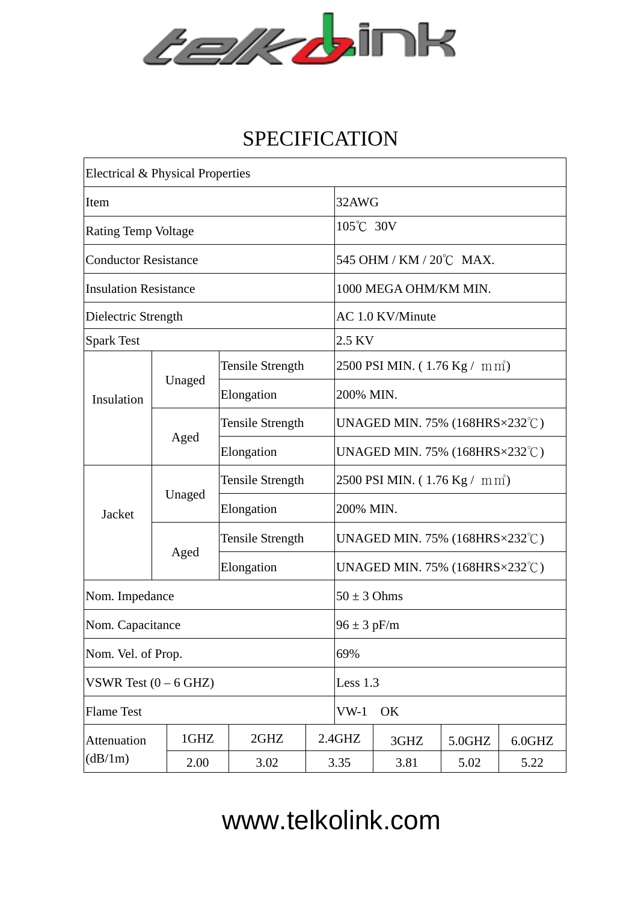# SPECIFICATION

| Electrical & Physical Properties | | | | | | |
|---|---|---|---|---|---|---|
| Item | | | 32AWG | | | |
| Rating Temp Voltage | | | 105℃ 30V | | | |
| Conductor Resistance | | | 545 OHM / KM / 20℃ MAX. | | | |
| Insulation Resistance | | | 1000 MEGA OHM/KM MIN. | | | |
| Dielectric Strength | | | AC 1.0 KV/Minute | | | |
| Spark Test | | | 2.5 KV | | | |
| Insulation | Unaged | Tensile Strength | 2500 PSI MIN. ( 1.76 Kg / ㎜²) | | | |
| | | Elongation | 200% MIN. | | | |
| | Aged | Tensile Strength | UNAGED MIN. 75% (168HRS×232℃) | | | |
| | | Elongation | UNAGED MIN. 75% (168HRS×232℃) | | | |
| Jacket | Unaged | Tensile Strength | 2500 PSI MIN. ( 1.76 Kg / ㎜²) | | | |
| | | Elongation | 200% MIN. | | | |
| | Aged | Tensile Strength | UNAGED MIN. 75% (168HRS×232℃) | | | |
| | | Elongation | UNAGED MIN. 75% (168HRS×232℃) | | | |
| Nom. Impedance | | | 50 ± 3 Ohms | | | |
| Nom. Capacitance | | | 96 ± 3 pF/m | | | |
| Nom. Vel. of Prop. | | | 69% | | | |
| VSWR Test (0 – 6 GHZ) | | | Less 1.3 | | | |
| Flame Test | | | VW-1 OK | | | |
| Attenuation (dB/1m) | 1GHZ | 2GHZ | 2.4GHZ | 3GHZ | 5.0GHZ | 6.0GHZ |
| | 2.00 | 3.02 | 3.35 | 3.81 | 5.02 | 5.22 |

www.telkolink.com